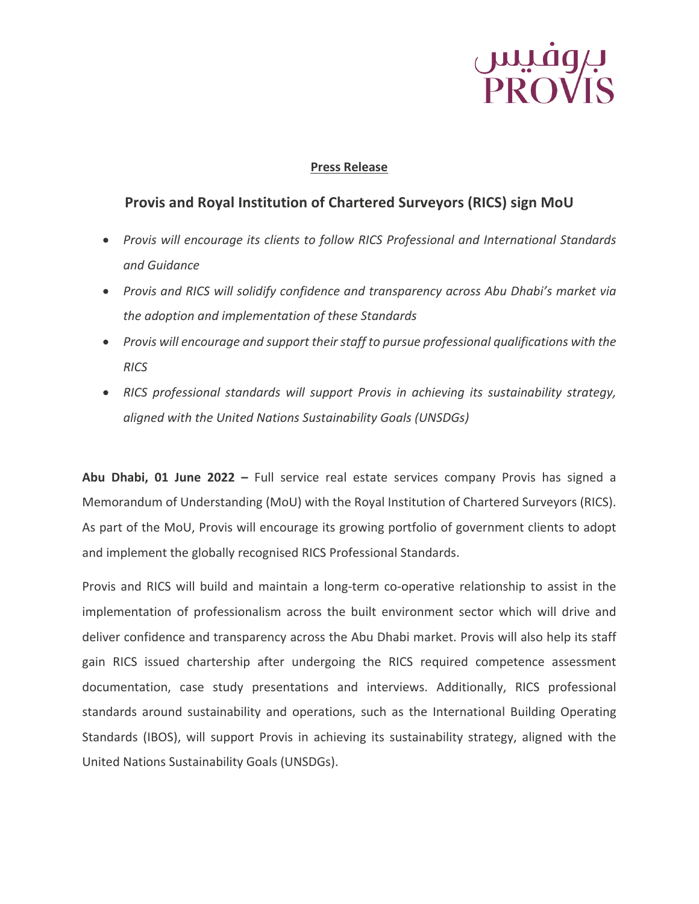بروفيس
PROVIS

**Press Release**

## Provis and Royal Institution of Chartered Surveyors (RICS) sign MoU

- *Provis will encourage its clients to follow RICS Professional and International Standards and Guidance*
- *Provis and RICS will solidify confidence and transparency across Abu Dhabi's market via the adoption and implementation of these Standards*
- *Provis will encourage and support their staff to pursue professional qualifications with the RICS*
- *RICS professional standards will support Provis in achieving its sustainability strategy, aligned with the United Nations Sustainability Goals (UNSDGs)*

**Abu Dhabi, 01 June 2022 –** Full service real estate services company Provis has signed a Memorandum of Understanding (MoU) with the Royal Institution of Chartered Surveyors (RICS). As part of the MoU, Provis will encourage its growing portfolio of government clients to adopt and implement the globally recognised RICS Professional Standards.

Provis and RICS will build and maintain a long-term co-operative relationship to assist in the implementation of professionalism across the built environment sector which will drive and deliver confidence and transparency across the Abu Dhabi market. Provis will also help its staff gain RICS issued chartership after undergoing the RICS required competence assessment documentation, case study presentations and interviews. Additionally, RICS professional standards around sustainability and operations, such as the International Building Operating Standards (IBOS), will support Provis in achieving its sustainability strategy, aligned with the United Nations Sustainability Goals (UNSDGs).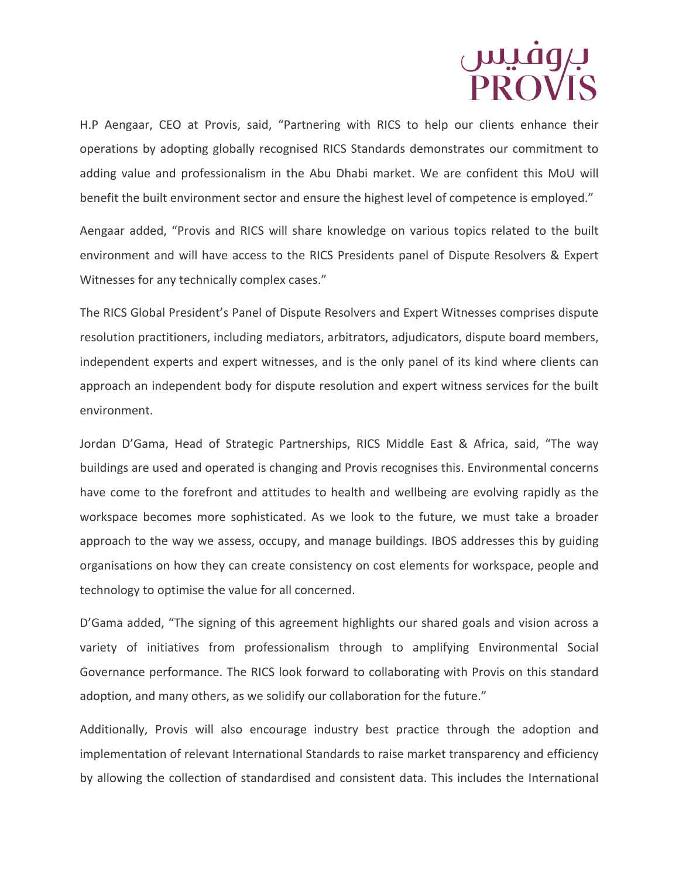H.P Aengaar, CEO at Provis, said, "Partnering with RICS to help our clients enhance their operations by adopting globally recognised RICS Standards demonstrates our commitment to adding value and professionalism in the Abu Dhabi market. We are confident this MoU will benefit the built environment sector and ensure the highest level of competence is employed."

Aengaar added, "Provis and RICS will share knowledge on various topics related to the built environment and will have access to the RICS Presidents panel of Dispute Resolvers & Expert Witnesses for any technically complex cases."

The RICS Global President's Panel of Dispute Resolvers and Expert Witnesses comprises dispute resolution practitioners, including mediators, arbitrators, adjudicators, dispute board members, independent experts and expert witnesses, and is the only panel of its kind where clients can approach an independent body for dispute resolution and expert witness services for the built environment.

Jordan D'Gama, Head of Strategic Partnerships, RICS Middle East & Africa, said, "The way buildings are used and operated is changing and Provis recognises this. Environmental concerns have come to the forefront and attitudes to health and wellbeing are evolving rapidly as the workspace becomes more sophisticated. As we look to the future, we must take a broader approach to the way we assess, occupy, and manage buildings. IBOS addresses this by guiding organisations on how they can create consistency on cost elements for workspace, people and technology to optimise the value for all concerned.

D'Gama added, "The signing of this agreement highlights our shared goals and vision across a variety of initiatives from professionalism through to amplifying Environmental Social Governance performance. The RICS look forward to collaborating with Provis on this standard adoption, and many others, as we solidify our collaboration for the future."

Additionally, Provis will also encourage industry best practice through the adoption and implementation of relevant International Standards to raise market transparency and efficiency by allowing the collection of standardised and consistent data. This includes the International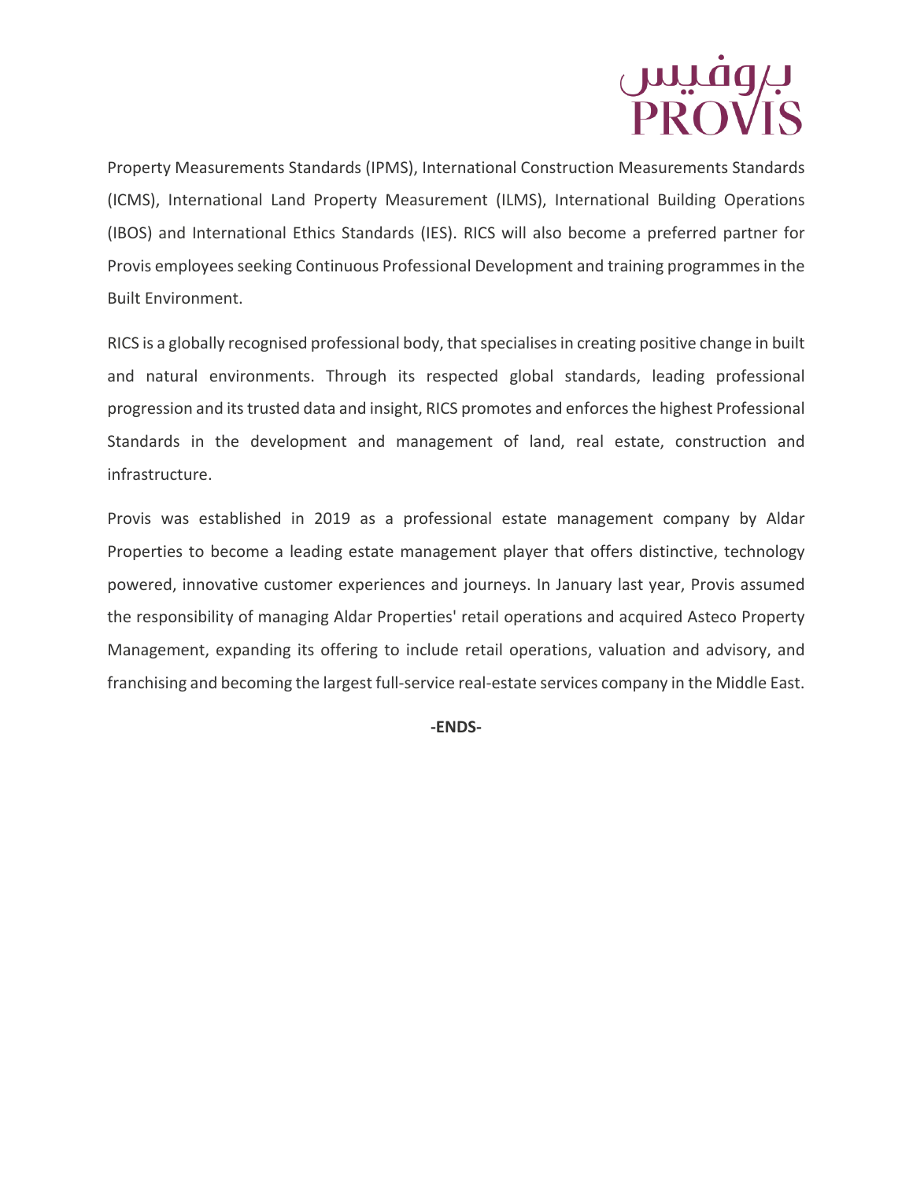Property Measurements Standards (IPMS), International Construction Measurements Standards (ICMS), International Land Property Measurement (ILMS), International Building Operations (IBOS) and International Ethics Standards (IES). RICS will also become a preferred partner for Provis employees seeking Continuous Professional Development and training programmes in the Built Environment.

RICS is a globally recognised professional body, that specialises in creating positive change in built and natural environments. Through its respected global standards, leading professional progression and its trusted data and insight, RICS promotes and enforces the highest Professional Standards in the development and management of land, real estate, construction and infrastructure.

Provis was established in 2019 as a professional estate management company by Aldar Properties to become a leading estate management player that offers distinctive, technology powered, innovative customer experiences and journeys. In January last year, Provis assumed the responsibility of managing Aldar Properties' retail operations and acquired Asteco Property Management, expanding its offering to include retail operations, valuation and advisory, and franchising and becoming the largest full-service real-estate services company in the Middle East.

**-ENDS-**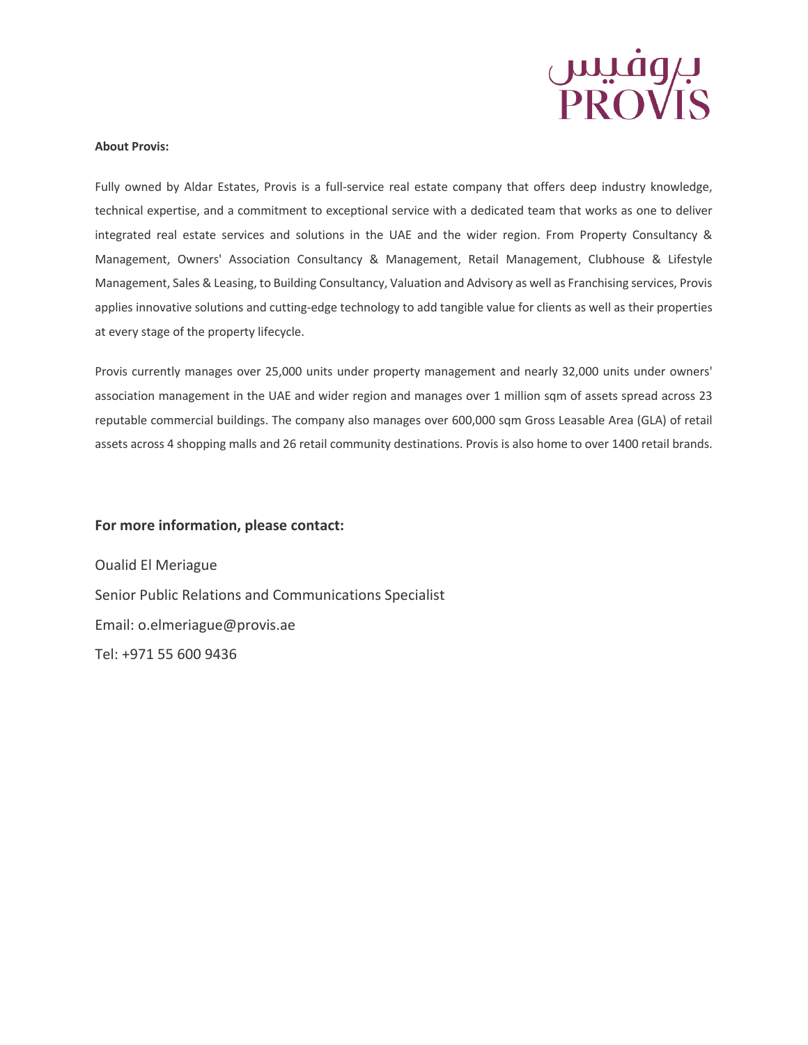**About Provis:**

Fully owned by Aldar Estates, Provis is a full-service real estate company that offers deep industry knowledge, technical expertise, and a commitment to exceptional service with a dedicated team that works as one to deliver integrated real estate services and solutions in the UAE and the wider region. From Property Consultancy & Management, Owners' Association Consultancy & Management, Retail Management, Clubhouse & Lifestyle Management, Sales & Leasing, to Building Consultancy, Valuation and Advisory as well as Franchising services, Provis applies innovative solutions and cutting-edge technology to add tangible value for clients as well as their properties at every stage of the property lifecycle.

Provis currently manages over 25,000 units under property management and nearly 32,000 units under owners' association management in the UAE and wider region and manages over 1 million sqm of assets spread across 23 reputable commercial buildings. The company also manages over 600,000 sqm Gross Leasable Area (GLA) of retail assets across 4 shopping malls and 26 retail community destinations. Provis is also home to over 1400 retail brands.

**For more information, please contact:**

Oualid El Meriague

Senior Public Relations and Communications Specialist

Email: o.elmeriague@provis.ae

Tel: +971 55 600 9436